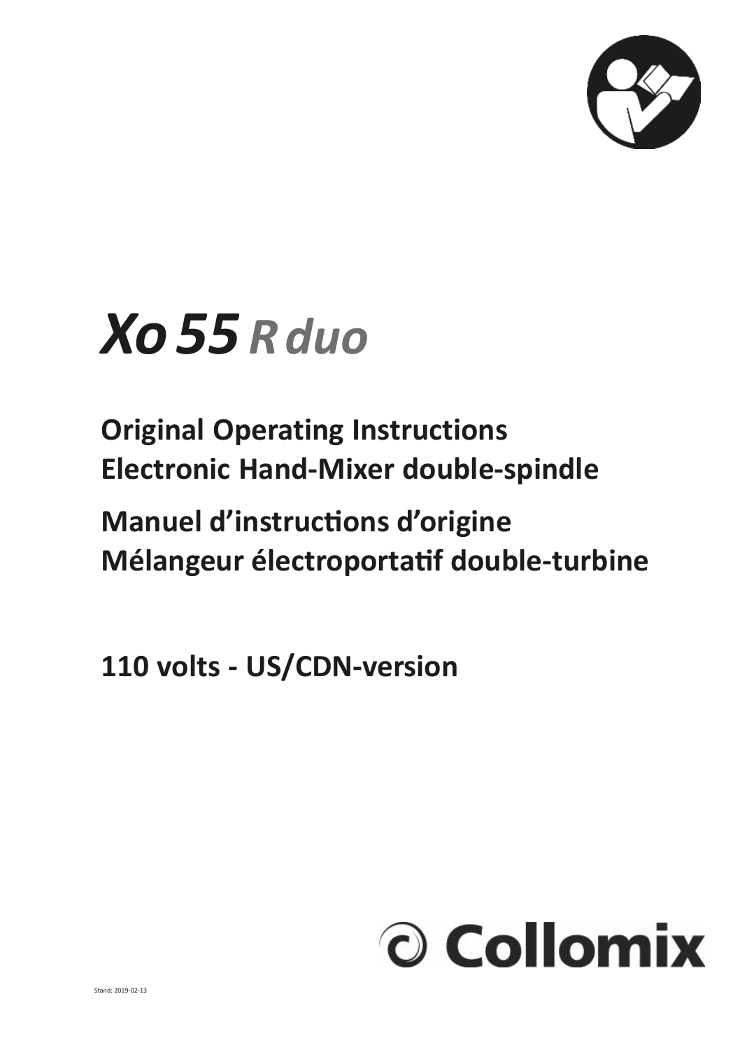# *Xo 55 R duo*

**Original Operating Instructions**
**Electronic Hand-Mixer double-spindle**

**Manuel d'instructions d'origine**
**Mélangeur électroportatif double-turbine**

**110 volts - US/CDN-version**

Collomix

Stand: 2019-02-13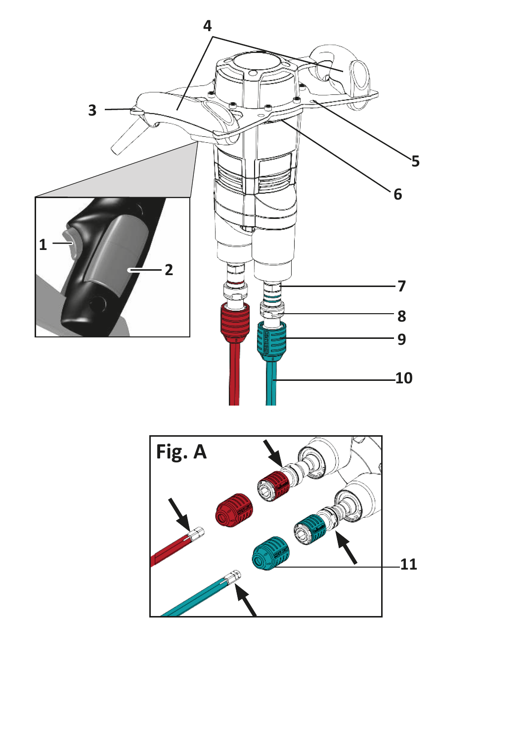Fig. A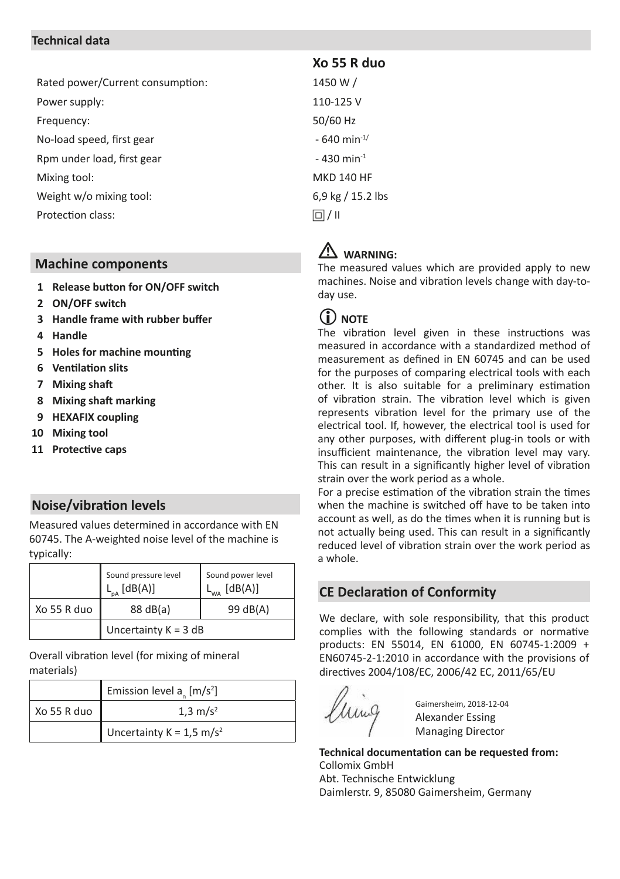## Technical data

| | Xo 55 R duo |
|---|---|
| Rated power/Current consumption: | 1450 W / |
| Power supply: | 110-125 V |
| Frequency: | 50/60 Hz |
| No-load speed, first gear | - 640 $min^{-1/}$ |
| Rpm under load, first gear | - 430 $min^{-1}$ |
| Mixing tool: | MKD 140 HF |
| Weight w/o mixing tool: | 6,9 kg / 15.2 lbs |
| Protection class: | ⧈ / II |

## Machine components

1. **Release button for ON/OFF switch**
2. **ON/OFF switch**
3. **Handle frame with rubber buffer**
4. **Handle**
5. **Holes for machine mounting**
6. **Ventilation slits**
7. **Mixing shaft**
8. **Mixing shaft marking**
9. **HEXAFIX coupling**
10. **Mixing tool**
11. **Protective caps**

## Noise/vibration levels

Measured values determined in accordance with EN 60745. The A-weighted noise level of the machine is typically:

| | Sound pressure level $L_{pA}$ [dB(A)] | Sound power level $L_{WA}$ [dB(A)] |
|---|---|---|
| Xo 55 R duo | 88 dB(a) | 99 dB(A) |
| | Uncertainty K = 3 dB | |

Overall vibration level (for mixing of mineral materials)

| | Emission level $a_n$ [$m/s^2$] |
|---|---|
| Xo 55 R duo | 1,3 $m/s^2$ |
| | Uncertainty K = 1,5 $m/s^2$ |

**⚠ WARNING:**

The measured values which are provided apply to new machines. Noise and vibration levels change with day-to-day use.

**ⓘ NOTE**

The vibration level given in these instructions was measured in accordance with a standardized method of measurement as defined in EN 60745 and can be used for the purposes of comparing electrical tools with each other. It is also suitable for a preliminary estimation of vibration strain. The vibration level which is given represents vibration level for the primary use of the electrical tool. If, however, the electrical tool is used for any other purposes, with different plug-in tools or with insufficient maintenance, the vibration level may vary. This can result in a significantly higher level of vibration strain over the work period as a whole.

For a precise estimation of the vibration strain the times when the machine is switched off have to be taken into account as well, as do the times when it is running but is not actually being used. This can result in a significantly reduced level of vibration strain over the work period as a whole.

## CE Declaration of Conformity

We declare, with sole responsibility, that this product complies with the following standards or normative products: EN 55014, EN 61000, EN 60745-1:2009 + EN60745-2-1:2010 in accordance with the provisions of directives 2004/108/EC, 2006/42 EC, 2011/65/EU

Gaimersheim, 2018-12-04
Alexander Essing
Managing Director

**Technical documentation can be requested from:**
Collomix GmbH
Abt. Technische Entwicklung
Daimlerstr. 9, 85080 Gaimersheim, Germany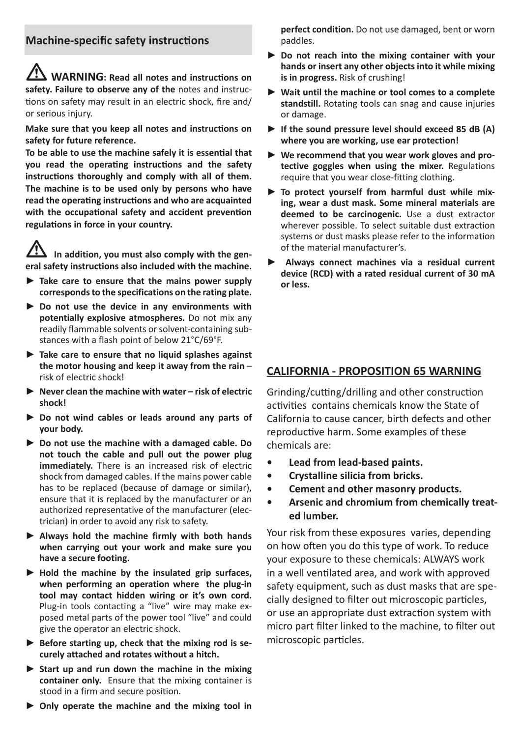## Machine-specific safety instructions

⚠ **WARNING: Read all notes and instructions on safety. Failure to observe any of the** notes and instructions on safety may result in an electric shock, fire and/ or serious injury.

**Make sure that you keep all notes and instructions on safety for future reference.**

**To be able to use the machine safely it is essential that you read the operating instructions and the safety instructions thoroughly and comply with all of them. The machine is to be used only by persons who have read the operating instructions and who are acquainted with the occupational safety and accident prevention regulations in force in your country.**

⚠ **In addition, you must also comply with the general safety instructions also included with the machine.**

- ► **Take care to ensure that the mains power supply corresponds to the specifications on the rating plate.**
- ► **Do not use the device in any environments with potentially explosive atmospheres.** Do not mix any readily flammable solvents or solvent-containing substances with a flash point of below 21°C/69°F.
- ► **Take care to ensure that no liquid splashes against the motor housing and keep it away from the rain** – risk of electric shock!
- ► **Never clean the machine with water – risk of electric shock!**
- ► **Do not wind cables or leads around any parts of your body.**
- ► **Do not use the machine with a damaged cable. Do not touch the cable and pull out the power plug immediately.** There is an increased risk of electric shock from damaged cables. If the mains power cable has to be replaced (because of damage or similar), ensure that it is replaced by the manufacturer or an authorized representative of the manufacturer (electrician) in order to avoid any risk to safety.
- ► **Always hold the machine firmly with both hands when carrying out your work and make sure you have a secure footing.**
- ► **Hold the machine by the insulated grip surfaces, when performing an operation where the plug-in tool may contact hidden wiring or it's own cord.** Plug-in tools contacting a "live" wire may make exposed metal parts of the power tool "live" and could give the operator an electric shock.
- ► **Before starting up, check that the mixing rod is securely attached and rotates without a hitch.**
- ► **Start up and run down the machine in the mixing container only.** Ensure that the mixing container is stood in a firm and secure position.
- ► **Only operate the machine and the mixing tool in perfect condition.** Do not use damaged, bent or worn paddles.
- ► **Do not reach into the mixing container with your hands or insert any other objects into it while mixing is in progress.** Risk of crushing!
- ► **Wait until the machine or tool comes to a complete standstill.** Rotating tools can snag and cause injuries or damage.
- ► **If the sound pressure level should exceed 85 dB (A) where you are working, use ear protection!**
- ► **We recommend that you wear work gloves and protective goggles when using the mixer.** Regulations require that you wear close-fitting clothing.
- ► **To protect yourself from harmful dust while mixing, wear a dust mask. Some mineral materials are deemed to be carcinogenic.** Use a dust extractor wherever possible. To select suitable dust extraction systems or dust masks please refer to the information of the material manufacturer's.
- ► **Always connect machines via a residual current device (RCD) with a rated residual current of 30 mA or less.**

## CALIFORNIA - PROPOSITION 65 WARNING

Grinding/cutting/drilling and other construction activities contains chemicals know the State of California to cause cancer, birth defects and other reproductive harm. Some examples of these chemicals are:

- **Lead from lead-based paints.**
- **Crystalline silicia from bricks.**
- **Cement and other masonry products.**
- **Arsenic and chromium from chemically treated lumber.**

Your risk from these exposures varies, depending on how often you do this type of work. To reduce your exposure to these chemicals: ALWAYS work in a well ventilated area, and work with approved safety equipment, such as dust masks that are specially designed to filter out microscopic particles, or use an appropriate dust extraction system with micro part filter linked to the machine, to filter out microscopic particles.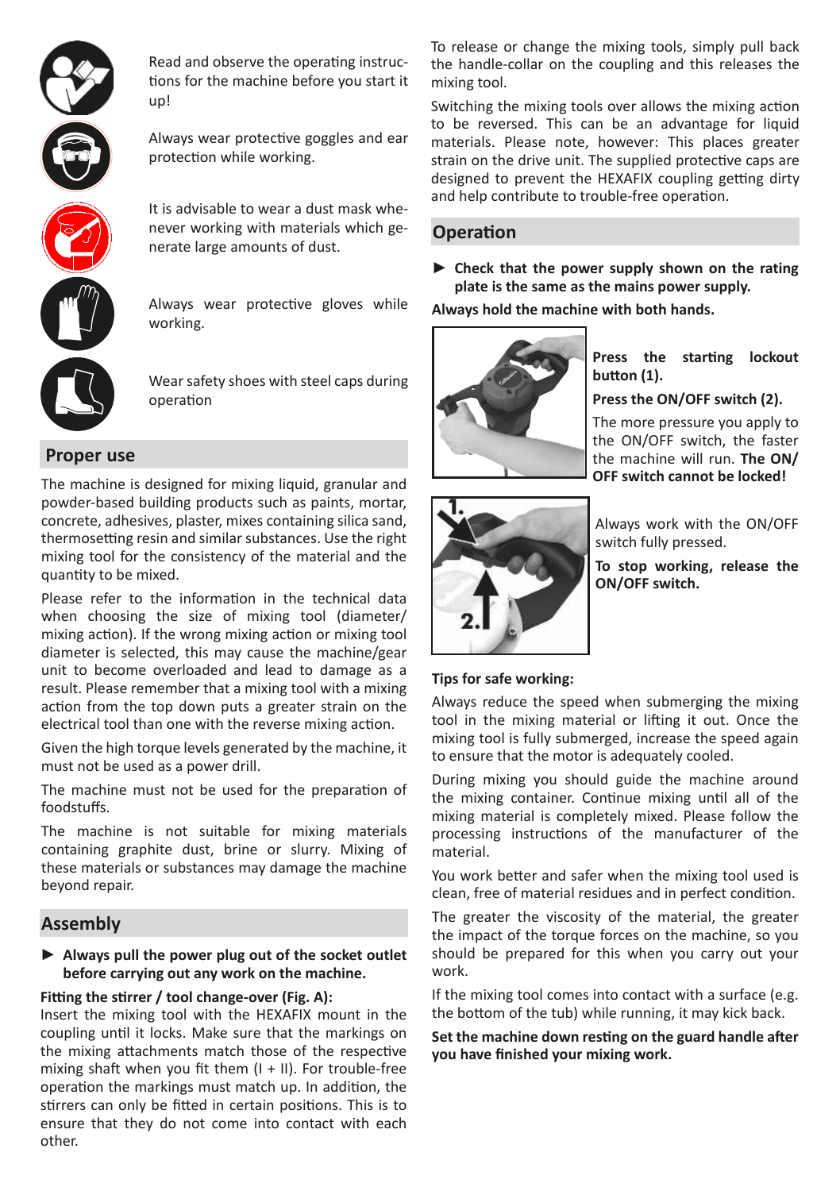Read and observe the operating instructions for the machine before you start it up!

Always wear protective goggles and ear protection while working.

It is advisable to wear a dust mask whenever working with materials which generate large amounts of dust.

Always wear protective gloves while working.

Wear safety shoes with steel caps during operation

## Proper use

The machine is designed for mixing liquid, granular and powder-based building products such as paints, mortar, concrete, adhesives, plaster, mixes containing silica sand, thermosetting resin and similar substances. Use the right mixing tool for the consistency of the material and the quantity to be mixed.

Please refer to the information in the technical data when choosing the size of mixing tool (diameter/ mixing action). If the wrong mixing action or mixing tool diameter is selected, this may cause the machine/gear unit to become overloaded and lead to damage as a result. Please remember that a mixing tool with a mixing action from the top down puts a greater strain on the electrical tool than one with the reverse mixing action.

Given the high torque levels generated by the machine, it must not be used as a power drill.

The machine must not be used for the preparation of foodstuffs.

The machine is not suitable for mixing materials containing graphite dust, brine or slurry. Mixing of these materials or substances may damage the machine beyond repair.

## Assembly

► **Always pull the power plug out of the socket outlet before carrying out any work on the machine.**

**Fitting the stirrer / tool change-over (Fig. A):**
Insert the mixing tool with the HEXAFIX mount in the coupling until it locks. Make sure that the markings on the mixing attachments match those of the respective mixing shaft when you fit them (I + II). For trouble-free operation the markings must match up. In addition, the stirrers can only be fitted in certain positions. This is to ensure that they do not come into contact with each other.

To release or change the mixing tools, simply pull back the handle-collar on the coupling and this releases the mixing tool.

Switching the mixing tools over allows the mixing action to be reversed. This can be an advantage for liquid materials. Please note, however: This places greater strain on the drive unit. The supplied protective caps are designed to prevent the HEXAFIX coupling getting dirty and help contribute to trouble-free operation.

## Operation

► **Check that the power supply shown on the rating plate is the same as the mains power supply.**

**Always hold the machine with both hands.**

**Press the starting lockout button (1).**

**Press the ON/OFF switch (2).**

The more pressure you apply to the ON/OFF switch, the faster the machine will run. **The ON/ OFF switch cannot be locked!**

Always work with the ON/OFF switch fully pressed.

**To stop working, release the ON/OFF switch.**

**Tips for safe working:**

Always reduce the speed when submerging the mixing tool in the mixing material or lifting it out. Once the mixing tool is fully submerged, increase the speed again to ensure that the motor is adequately cooled.

During mixing you should guide the machine around the mixing container. Continue mixing until all of the mixing material is completely mixed. Please follow the processing instructions of the manufacturer of the material.

You work better and safer when the mixing tool used is clean, free of material residues and in perfect condition.

The greater the viscosity of the material, the greater the impact of the torque forces on the machine, so you should be prepared for this when you carry out your work.

If the mixing tool comes into contact with a surface (e.g. the bottom of the tub) while running, it may kick back.

**Set the machine down resting on the guard handle after you have finished your mixing work.**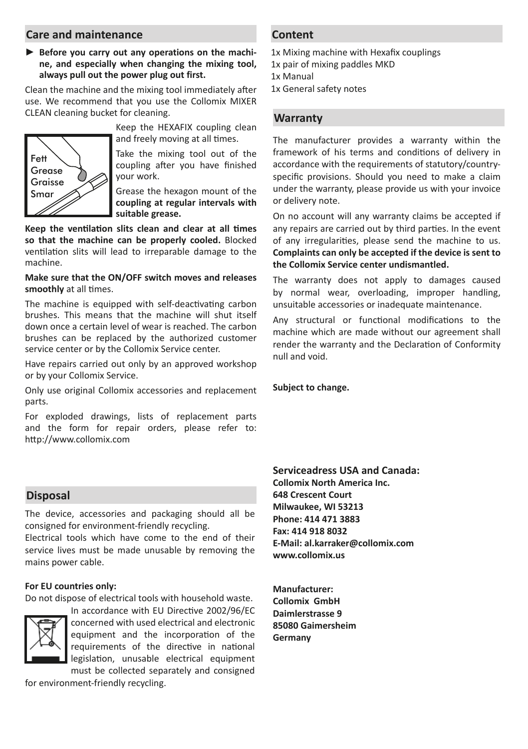## Care and maintenance

► **Before you carry out any operations on the machine, and especially when changing the mixing tool, always pull out the power plug out first.**

Clean the machine and the mixing tool immediately after use. We recommend that you use the Collomix MIXER CLEAN cleaning bucket for cleaning.

Fett
Grease
Graisse
Smar

Keep the HEXAFIX coupling clean and freely moving at all times.

Take the mixing tool out of the coupling after you have finished your work.

Grease the hexagon mount of the **coupling at regular intervals with suitable grease.**

**Keep the ventilation slits clean and clear at all times so that the machine can be properly cooled.** Blocked ventilation slits will lead to irreparable damage to the machine.

**Make sure that the ON/OFF switch moves and releases smoothly** at all times.

The machine is equipped with self-deactivating carbon brushes. This means that the machine will shut itself down once a certain level of wear is reached. The carbon brushes can be replaced by the authorized customer service center or by the Collomix Service center.

Have repairs carried out only by an approved workshop or by your Collomix Service.

Only use original Collomix accessories and replacement parts.

For exploded drawings, lists of replacement parts and the form for repair orders, please refer to: http://www.collomix.com

## Disposal

The device, accessories and packaging should all be consigned for environment-friendly recycling.

Electrical tools which have come to the end of their service lives must be made unusable by removing the mains power cable.

**For EU countries only:**

Do not dispose of electrical tools with household waste.

In accordance with EU Directive 2002/96/EC concerned with used electrical and electronic equipment and the incorporation of the requirements of the directive in national legislation, unusable electrical equipment must be collected separately and consigned for environment-friendly recycling.

## Content

1x Mixing machine with Hexafix couplings
1x pair of mixing paddles MKD
1x Manual
1x General safety notes

## Warranty

The manufacturer provides a warranty within the framework of his terms and conditions of delivery in accordance with the requirements of statutory/country-specific provisions. Should you need to make a claim under the warranty, please provide us with your invoice or delivery note.

On no account will any warranty claims be accepted if any repairs are carried out by third parties. In the event of any irregularities, please send the machine to us. **Complaints can only be accepted if the device is sent to the Collomix Service center undismantled.**

The warranty does not apply to damages caused by normal wear, overloading, improper handling, unsuitable accessories or inadequate maintenance.

Any structural or functional modifications to the machine which are made without our agreement shall render the warranty and the Declaration of Conformity null and void.

**Subject to change.**

**Serviceadress USA and Canada:**
**Collomix North America Inc.**
**648 Crescent Court**
**Milwaukee, WI 53213**
**Phone: 414 471 3883**
**Fax: 414 918 8032**
**E-Mail: al.karraker@collomix.com**
**www.collomix.us**

**Manufacturer:**
**Collomix GmbH**
**Daimlerstrasse 9**
**85080 Gaimersheim**
**Germany**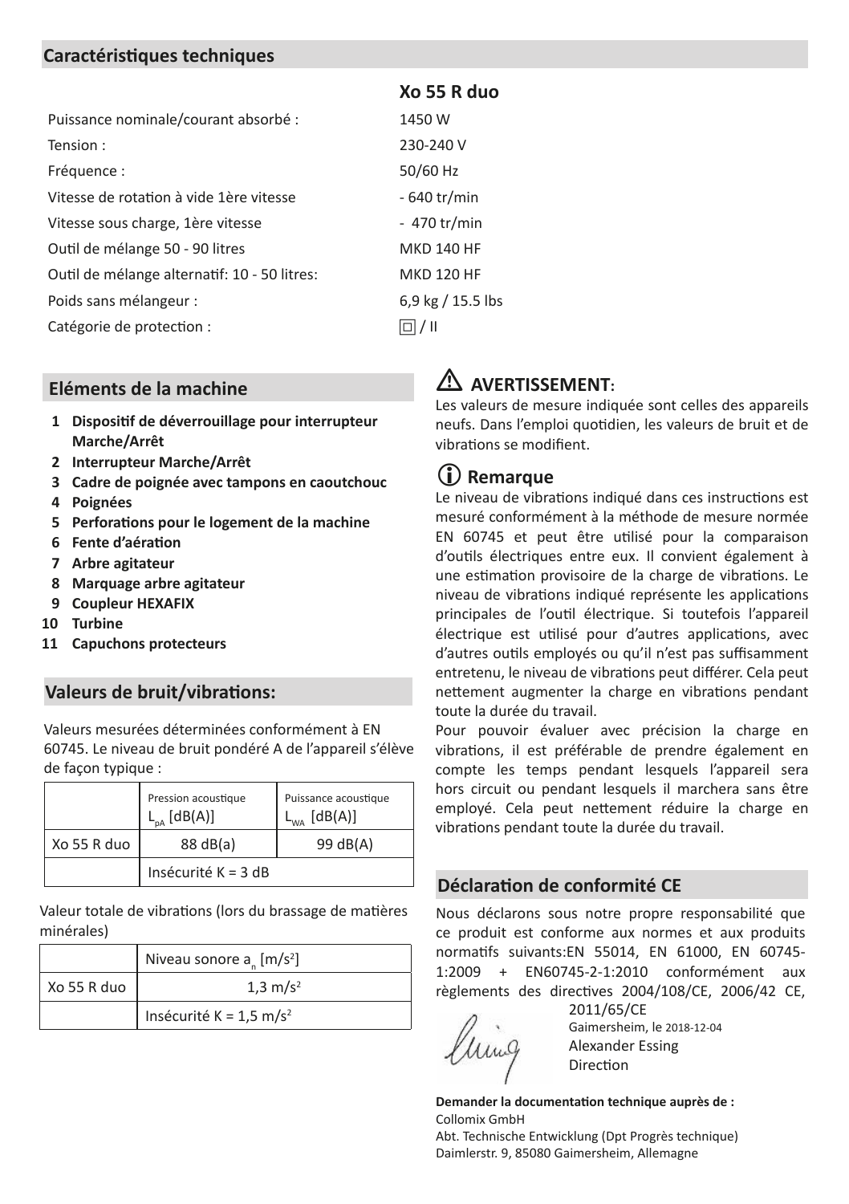## Caractéristiques techniques

| | Xo 55 R duo |
|---|---|
| Puissance nominale/courant absorbé : | 1450 W |
| Tension : | 230-240 V |
| Fréquence : | 50/60 Hz |
| Vitesse de rotation à vide 1ère vitesse | - 640 tr/min |
| Vitesse sous charge, 1ère vitesse | - 470 tr/min |
| Outil de mélange 50 - 90 litres | MKD 140 HF |
| Outil de mélange alternatif: 10 - 50 litres: | MKD 120 HF |
| Poids sans mélangeur : | 6,9 kg / 15.5 lbs |
| Catégorie de protection : | ⧈ / II |

## Eléments de la machine

1. **Dispositif de déverrouillage pour interrupteur Marche/Arrêt**
2. **Interrupteur Marche/Arrêt**
3. **Cadre de poignée avec tampons en caoutchouc**
4. **Poignées**
5. **Perforations pour le logement de la machine**
6. **Fente d'aération**
7. **Arbre agitateur**
8. **Marquage arbre agitateur**
9. **Coupleur HEXAFIX**
10. **Turbine**
11. **Capuchons protecteurs**

## Valeurs de bruit/vibrations:

Valeurs mesurées déterminées conformément à EN 60745. Le niveau de bruit pondéré A de l'appareil s'élève de façon typique :

| | Pression acoustique $L_{pA}$ [dB(A)] | Puissance acoustique $L_{WA}$ [dB(A)] |
|---|---|---|
| Xo 55 R duo | 88 dB(a) | 99 dB(A) |
| | Insécurité K = 3 dB | |

Valeur totale de vibrations (lors du brassage de matières minérales)

| | Niveau sonore $a_n$ [m/s²] |
|---|---|
| Xo 55 R duo | 1,3 m/s² |
| | Insécurité K = 1,5 m/s² |

## ⚠ AVERTISSEMENT:

Les valeurs de mesure indiquée sont celles des appareils neufs. Dans l'emploi quotidien, les valeurs de bruit et de vibrations se modifient.

### ⓘ Remarque

Le niveau de vibrations indiqué dans ces instructions est mesuré conformément à la méthode de mesure normée EN 60745 et peut être utilisé pour la comparaison d'outils électriques entre eux. Il convient également à une estimation provisoire de la charge de vibrations. Le niveau de vibrations indiqué représente les applications principales de l'outil électrique. Si toutefois l'appareil électrique est utilisé pour d'autres applications, avec d'autres outils employés ou qu'il n'est pas suffisamment entretenu, le niveau de vibrations peut différer. Cela peut nettement augmenter la charge en vibrations pendant toute la durée du travail.

Pour pouvoir évaluer avec précision la charge en vibrations, il est préférable de prendre également en compte les temps pendant lesquels l'appareil sera hors circuit ou pendant lesquels il marchera sans être employé. Cela peut nettement réduire la charge en vibrations pendant toute la durée du travail.

## Déclaration de conformité CE

Nous déclarons sous notre propre responsabilité que ce produit est conforme aux normes et aux produits normatifs suivants:EN 55014, EN 61000, EN 60745-1:2009 + EN60745-2-1:2010 conformément aux règlements des directives 2004/108/CE, 2006/42 CE, 2011/65/CE

Gaimersheim, le 2018-12-04
Alexander Essing
Direction

**Demander la documentation technique auprès de :**
Collomix GmbH
Abt. Technische Entwicklung (Dpt Progrès technique)
Daimlerstr. 9, 85080 Gaimersheim, Allemagne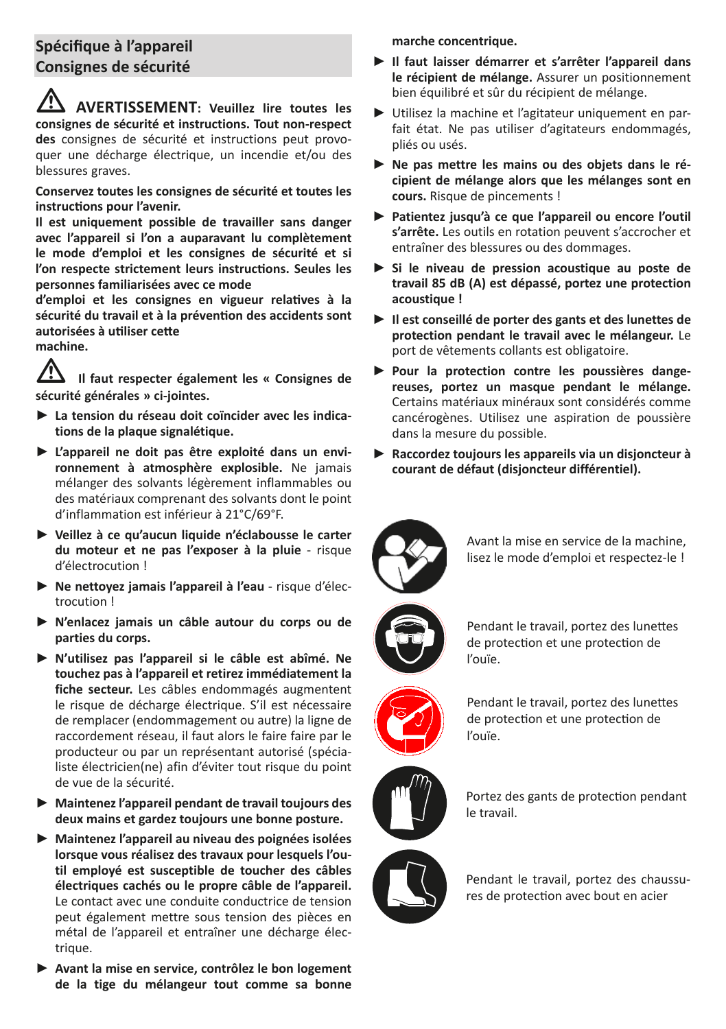## Spécifique à l'appareil
## Consignes de sécurité

⚠ **AVERTISSEMENT: Veuillez lire toutes les consignes de sécurité et instructions. Tout non-respect des** consignes de sécurité et instructions peut provoquer une décharge électrique, un incendie et/ou des blessures graves.

**Conservez toutes les consignes de sécurité et toutes les instructions pour l'avenir.**

**Il est uniquement possible de travailler sans danger avec l'appareil si l'on a auparavant lu complètement le mode d'emploi et les consignes de sécurité et si l'on respecte strictement leurs instructions. Seules les personnes familiarisées avec ce mode d'emploi et les consignes en vigueur relatives à la sécurité du travail et à la prévention des accidents sont autorisées à utiliser cette machine.**

⚠ **Il faut respecter également les « Consignes de sécurité générales » ci-jointes.**

- **La tension du réseau doit coïncider avec les indications de la plaque signalétique.**
- **L'appareil ne doit pas être exploité dans un environnement à atmosphère explosible.** Ne jamais mélanger des solvants légèrement inflammables ou des matériaux comprenant des solvants dont le point d'inflammation est inférieur à 21°C/69°F.
- **Veillez à ce qu'aucun liquide n'éclabousse le carter du moteur et ne pas l'exposer à la pluie** - risque d'électrocution !
- **Ne nettoyez jamais l'appareil à l'eau** - risque d'électrocution !
- **N'enlacez jamais un câble autour du corps ou de parties du corps.**
- **N'utilisez pas l'appareil si le câble est abîmé. Ne touchez pas à l'appareil et retirez immédiatement la fiche secteur.** Les câbles endommagés augmentent le risque de décharge électrique. S'il est nécessaire de remplacer (endommagement ou autre) la ligne de raccordement réseau, il faut alors le faire faire par le producteur ou par un représentant autorisé (spécialiste électricien(ne) afin d'éviter tout risque du point de vue de la sécurité.
- **Maintenez l'appareil pendant de travail toujours des deux mains et gardez toujours une bonne posture.**
- **Maintenez l'appareil au niveau des poignées isolées lorsque vous réalisez des travaux pour lesquels l'outil employé est susceptible de toucher des câbles électriques cachés ou le propre câble de l'appareil.** Le contact avec une conduite conductrice de tension peut également mettre sous tension des pièces en métal de l'appareil et entraîner une décharge électrique.
- **Avant la mise en service, contrôlez le bon logement de la tige du mélangeur tout comme sa bonne marche concentrique.**
- **Il faut laisser démarrer et s'arrêter l'appareil dans le récipient de mélange.** Assurer un positionnement bien équilibré et sûr du récipient de mélange.
- Utilisez la machine et l'agitateur uniquement en parfait état. Ne pas utiliser d'agitateurs endommagés, pliés ou usés.
- **Ne pas mettre les mains ou des objets dans le récipient de mélange alors que les mélanges sont en cours.** Risque de pincements !
- **Patientez jusqu'à ce que l'appareil ou encore l'outil s'arrête.** Les outils en rotation peuvent s'accrocher et entraîner des blessures ou des dommages.
- **Si le niveau de pression acoustique au poste de travail 85 dB (A) est dépassé, portez une protection acoustique !**
- **Il est conseillé de porter des gants et des lunettes de protection pendant le travail avec le mélangeur.** Le port de vêtements collants est obligatoire.
- **Pour la protection contre les poussières dangereuses, portez un masque pendant le mélange.** Certains matériaux minéraux sont considérés comme cancérogènes. Utilisez une aspiration de poussière dans la mesure du possible.
- **Raccordez toujours les appareils via un disjoncteur à courant de défaut (disjoncteur différentiel).**

Avant la mise en service de la machine, lisez le mode d'emploi et respectez-le !

Pendant le travail, portez des lunettes de protection et une protection de l'ouïe.

Pendant le travail, portez des lunettes de protection et une protection de l'ouïe.

Portez des gants de protection pendant le travail.

Pendant le travail, portez des chaussures de protection avec bout en acier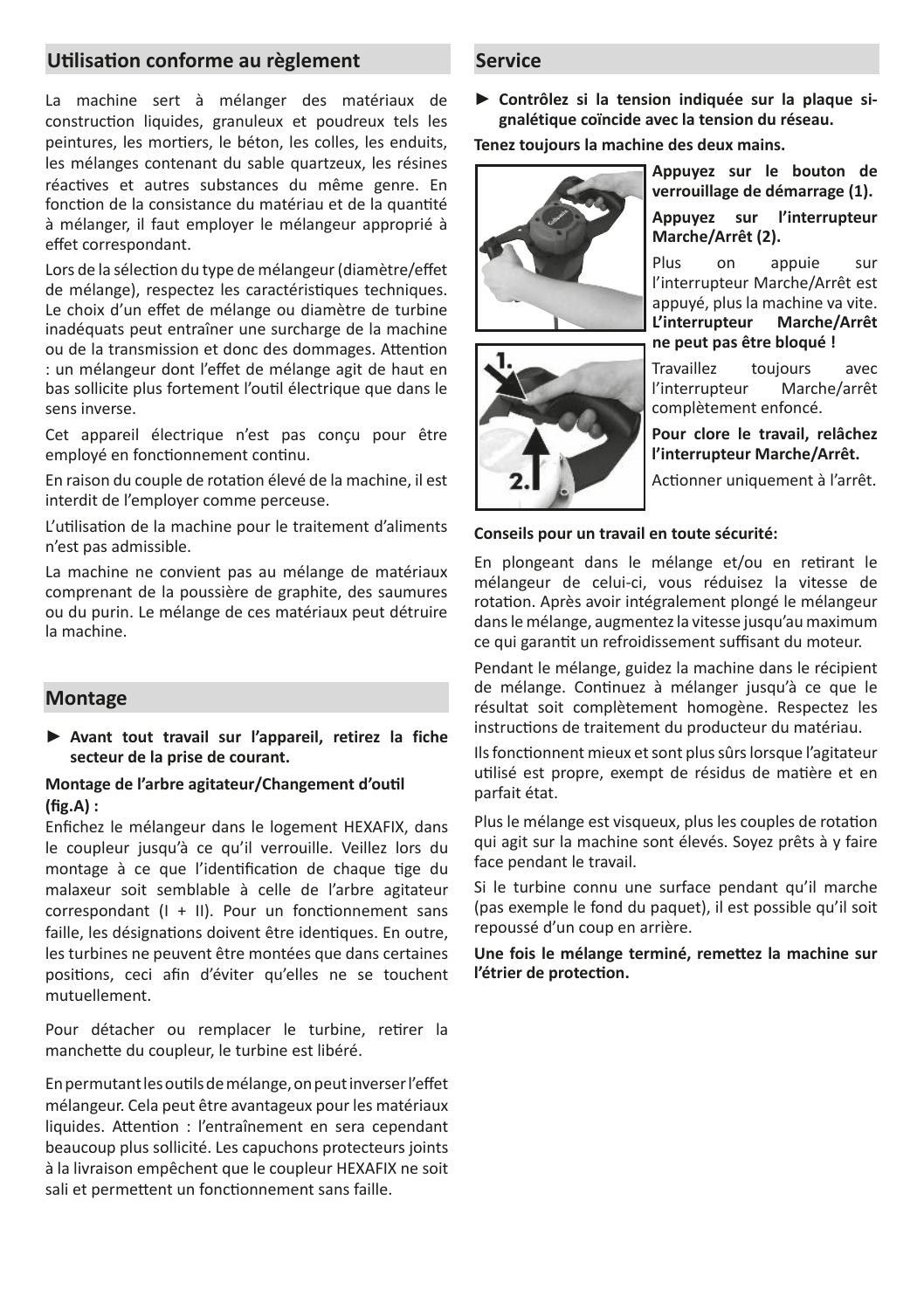## Utilisation conforme au règlement

La machine sert à mélanger des matériaux de construction liquides, granuleux et poudreux tels les peintures, les mortiers, le béton, les colles, les enduits, les mélanges contenant du sable quartzeux, les résines réactives et autres substances du même genre. En fonction de la consistance du matériau et de la quantité à mélanger, il faut employer le mélangeur approprié à effet correspondant.

Lors de la sélection du type de mélangeur (diamètre/effet de mélange), respectez les caractéristiques techniques. Le choix d'un effet de mélange ou diamètre de turbine inadéquats peut entraîner une surcharge de la machine ou de la transmission et donc des dommages. Attention : un mélangeur dont l'effet de mélange agit de haut en bas sollicite plus fortement l'outil électrique que dans le sens inverse.

Cet appareil électrique n'est pas conçu pour être employé en fonctionnement continu.

En raison du couple de rotation élevé de la machine, il est interdit de l'employer comme perceuse.

L'utilisation de la machine pour le traitement d'aliments n'est pas admissible.

La machine ne convient pas au mélange de matériaux comprenant de la poussière de graphite, des saumures ou du purin. Le mélange de ces matériaux peut détruire la machine.

## Montage

► **Avant tout travail sur l'appareil, retirez la fiche secteur de la prise de courant.**

**Montage de l'arbre agitateur/Changement d'outil (fig.A) :**

Enfichez le mélangeur dans le logement HEXAFIX, dans le coupleur jusqu'à ce qu'il verrouille. Veillez lors du montage à ce que l'identification de chaque tige du malaxeur soit semblable à celle de l'arbre agitateur correspondant (I + II). Pour un fonctionnement sans faille, les désignations doivent être identiques. En outre, les turbines ne peuvent être montées que dans certaines positions, ceci afin d'éviter qu'elles ne se touchent mutuellement.

Pour détacher ou remplacer le turbine, retirer la manchette du coupleur, le turbine est libéré.

En permutant les outils de mélange, on peut inverser l'effet mélangeur. Cela peut être avantageux pour les matériaux liquides. Attention : l'entraînement en sera cependant beaucoup plus sollicité. Les capuchons protecteurs joints à la livraison empêchent que le coupleur HEXAFIX ne soit sali et permettent un fonctionnement sans faille.

## Service

► **Contrôlez si la tension indiquée sur la plaque signalétique coïncide avec la tension du réseau.**

**Tenez toujours la machine des deux mains.**

**Appuyez sur le bouton de verrouillage de démarrage (1).**

**Appuyez sur l'interrupteur Marche/Arrêt (2).**

Plus on appuie sur l'interrupteur Marche/Arrêt est appuyé, plus la machine va vite. **L'interrupteur Marche/Arrêt ne peut pas être bloqué !**

Travaillez toujours avec l'interrupteur Marche/arrêt complètement enfoncé.

**Pour clore le travail, relâchez l'interrupteur Marche/Arrêt.**

Actionner uniquement à l'arrêt.

**Conseils pour un travail en toute sécurité:**

En plongeant dans le mélange et/ou en retirant le mélangeur de celui-ci, vous réduisez la vitesse de rotation. Après avoir intégralement plongé le mélangeur dans le mélange, augmentez la vitesse jusqu'au maximum ce qui garantit un refroidissement suffisant du moteur.

Pendant le mélange, guidez la machine dans le récipient de mélange. Continuez à mélanger jusqu'à ce que le résultat soit complètement homogène. Respectez les instructions de traitement du producteur du matériau.

Ils fonctionnent mieux et sont plus sûrs lorsque l'agitateur utilisé est propre, exempt de résidus de matière et en parfait état.

Plus le mélange est visqueux, plus les couples de rotation qui agit sur la machine sont élevés. Soyez prêts à y faire face pendant le travail.

Si le turbine connu une surface pendant qu'il marche (pas exemple le fond du paquet), il est possible qu'il soit repoussé d'un coup en arrière.

**Une fois le mélange terminé, remettez la machine sur l'étrier de protection.**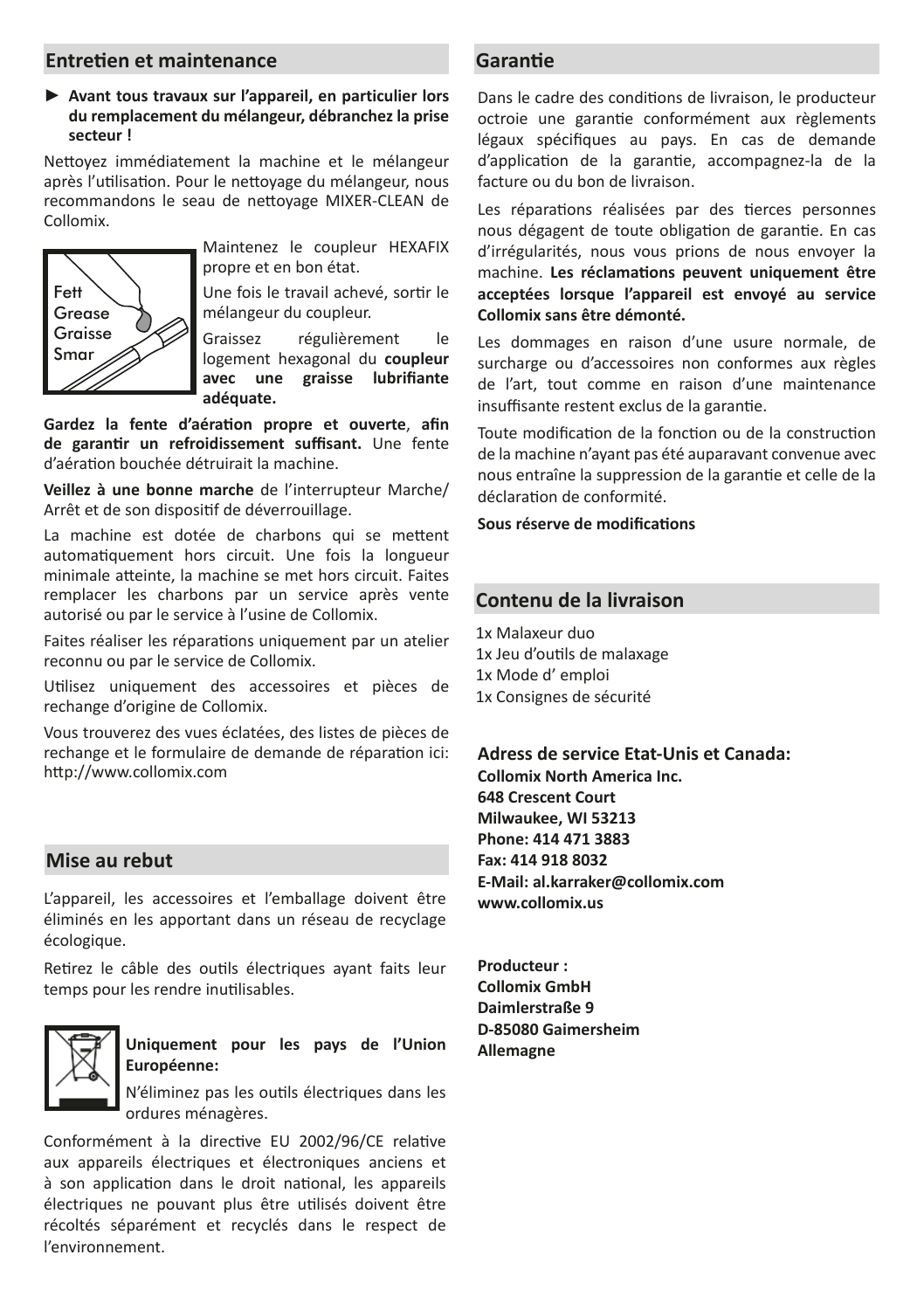## Entretien et maintenance

► **Avant tous travaux sur l'appareil, en particulier lors du remplacement du mélangeur, débranchez la prise secteur !**

Nettoyez immédiatement la machine et le mélangeur après l'utilisation. Pour le nettoyage du mélangeur, nous recommandons le seau de nettoyage MIXER-CLEAN de Collomix.

Fett
Grease
Graisse
Smar

Maintenez le coupleur HEXAFIX propre et en bon état.

Une fois le travail achevé, sortir le mélangeur du coupleur.

Graissez régulièrement le logement hexagonal du **coupleur avec une graisse lubrifiante adéquate.**

**Gardez la fente d'aération propre et ouverte**, **afin de garantir un refroidissement suffisant.** Une fente d'aération bouchée détruirait la machine.

**Veillez à une bonne marche** de l'interrupteur Marche/Arrêt et de son dispositif de déverrouillage.

La machine est dotée de charbons qui se mettent automatiquement hors circuit. Une fois la longueur minimale atteinte, la machine se met hors circuit. Faites remplacer les charbons par un service après vente autorisé ou par le service à l'usine de Collomix.

Faites réaliser les réparations uniquement par un atelier reconnu ou par le service de Collomix.

Utilisez uniquement des accessoires et pièces de rechange d'origine de Collomix.

Vous trouverez des vues éclatées, des listes de pièces de rechange et le formulaire de demande de réparation ici: http://www.collomix.com

## Mise au rebut

L'appareil, les accessoires et l'emballage doivent être éliminés en les apportant dans un réseau de recyclage écologique.

Retirez le câble des outils électriques ayant faits leur temps pour les rendre inutilisables.

**Uniquement pour les pays de l'Union Européenne:**

N'éliminez pas les outils électriques dans les ordures ménagères.

Conformément à la directive EU 2002/96/CE relative aux appareils électriques et électroniques anciens et à son application dans le droit national, les appareils électriques ne pouvant plus être utilisés doivent être récoltés séparément et recyclés dans le respect de l'environnement.

## Garantie

Dans le cadre des conditions de livraison, le producteur octroie une garantie conformément aux règlements légaux spécifiques au pays. En cas de demande d'application de la garantie, accompagnez-la de la facture ou du bon de livraison.

Les réparations réalisées par des tierces personnes nous dégagent de toute obligation de garantie. En cas d'irrégularités, nous vous prions de nous envoyer la machine. **Les réclamations peuvent uniquement être acceptées lorsque l'appareil est envoyé au service Collomix sans être démonté.**

Les dommages en raison d'une usure normale, de surcharge ou d'accessoires non conformes aux règles de l'art, tout comme en raison d'une maintenance insuffisante restent exclus de la garantie.

Toute modification de la fonction ou de la construction de la machine n'ayant pas été auparavant convenue avec nous entraîne la suppression de la garantie et celle de la déclaration de conformité.

**Sous réserve de modifications**

## Contenu de la livraison

1x Malaxeur duo
1x Jeu d'outils de malaxage
1x Mode d' emploi
1x Consignes de sécurité

**Adress de service Etat-Unis et Canada:**
**Collomix North America Inc.**
**648 Crescent Court**
**Milwaukee, WI 53213**
**Phone: 414 471 3883**
**Fax: 414 918 8032**
**E-Mail: al.karraker@collomix.com**
**www.collomix.us**

**Producteur :**
**Collomix GmbH**
**Daimlerstraße 9**
**D-85080 Gaimersheim**
**Allemagne**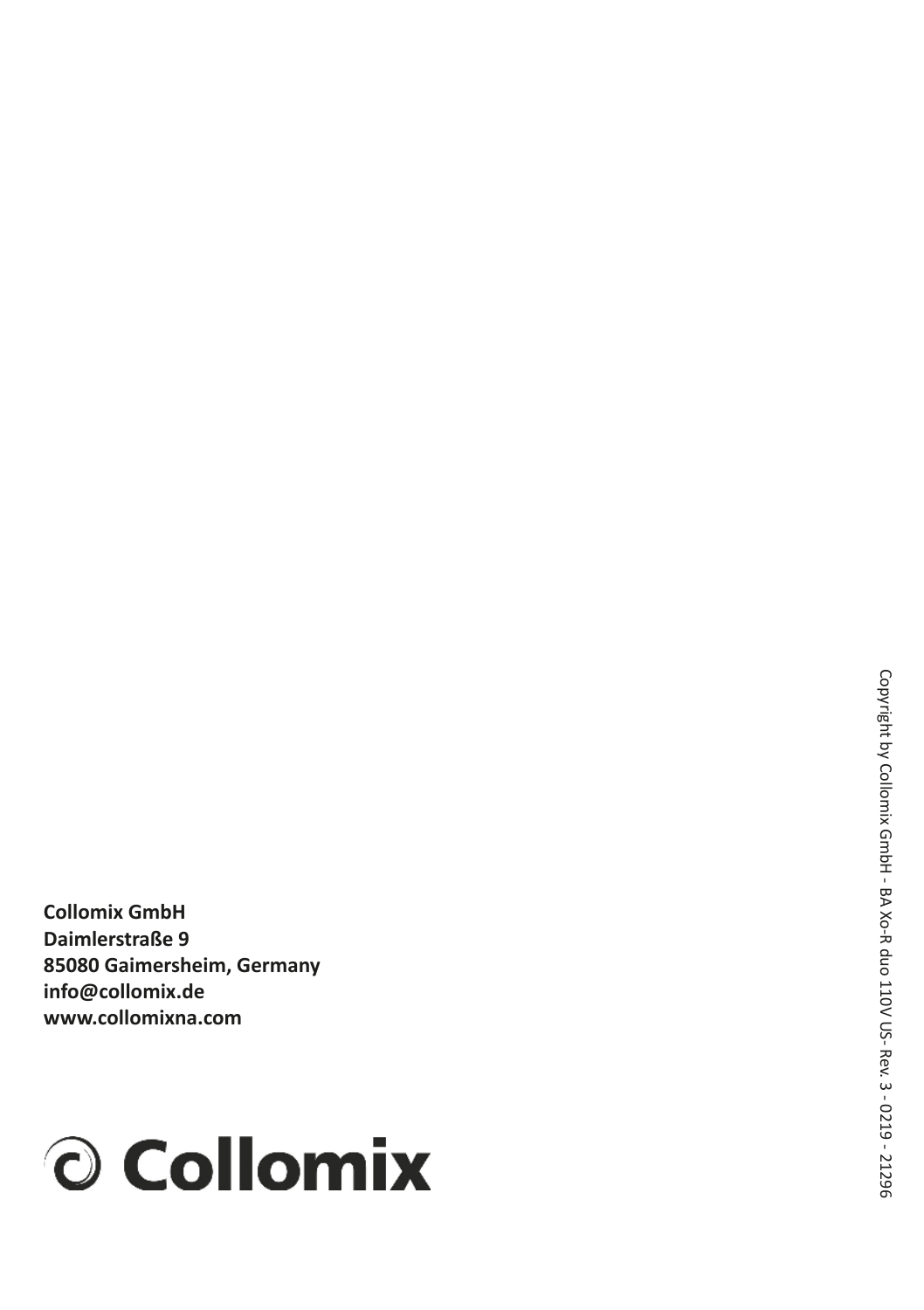**Collomix GmbH**
**Daimlerstraße 9**
**85080 Gaimersheim, Germany**
**info@collomix.de**
**www.collomixna.com**

Collomix

Copyright by Collomix GmbH - BA Xo-R duo 110V US- Rev. 3 - 0219 - 21296